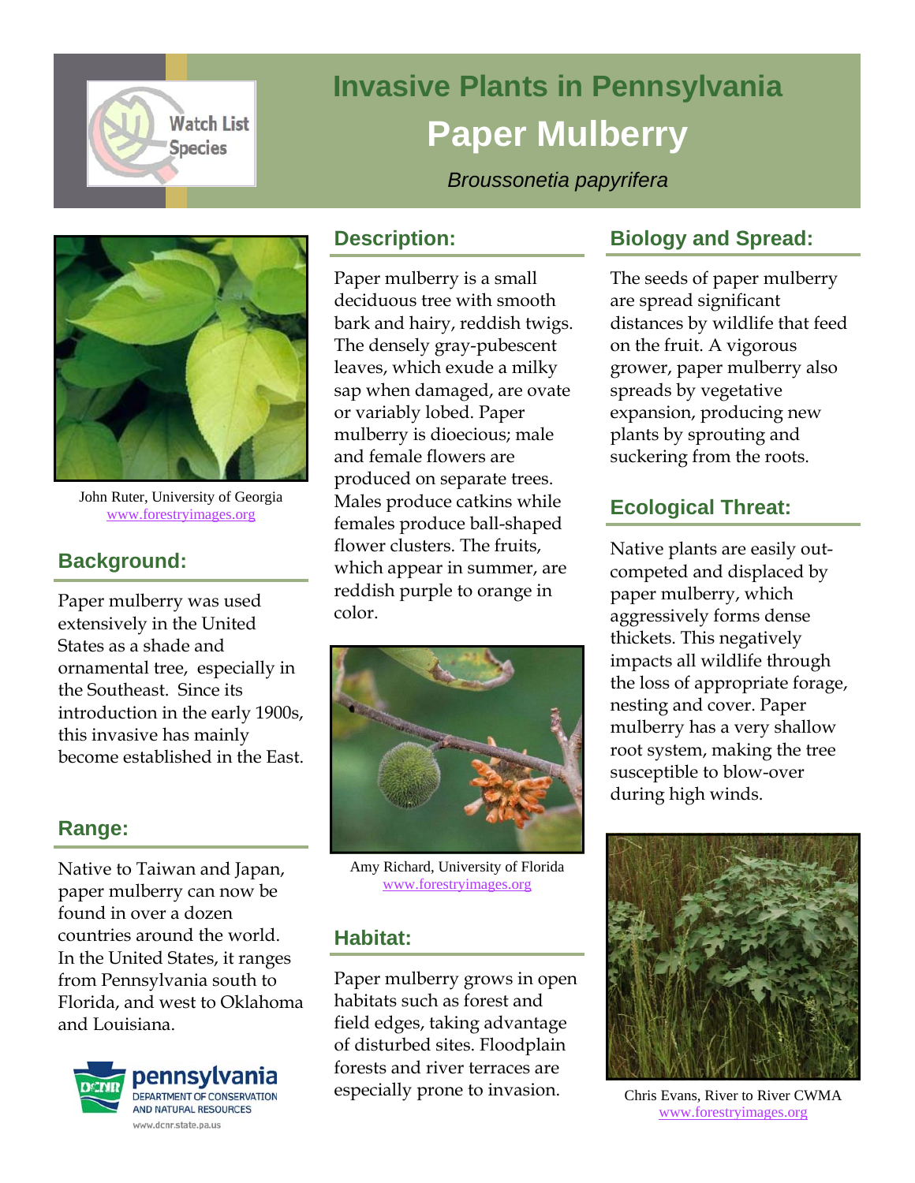Watch List Species

# Invasive Plants in Pennsylvania

# Paper Mulberry

*Broussonetia papyrifera*

John Ruter, University of Georgia
www.forestryimages.org

## Background:

Paper mulberry was used extensively in the United States as a shade and ornamental tree, especially in the Southeast. Since its introduction in the early 1900s, this invasive has mainly become established in the East.

## Range:

Native to Taiwan and Japan, paper mulberry can now be found in over a dozen countries around the world. In the United States, it ranges from Pennsylvania south to Florida, and west to Oklahoma and Louisiana.

## Description:

Paper mulberry is a small deciduous tree with smooth bark and hairy, reddish twigs. The densely gray-pubescent leaves, which exude a milky sap when damaged, are ovate or variably lobed. Paper mulberry is dioecious; male and female flowers are produced on separate trees. Males produce catkins while females produce ball-shaped flower clusters. The fruits, which appear in summer, are reddish purple to orange in color.

Amy Richard, University of Florida
www.forestryimages.org

## Habitat:

Paper mulberry grows in open habitats such as forest and field edges, taking advantage of disturbed sites. Floodplain forests and river terraces are especially prone to invasion.

## Biology and Spread:

The seeds of paper mulberry are spread significant distances by wildlife that feed on the fruit. A vigorous grower, paper mulberry also spreads by vegetative expansion, producing new plants by sprouting and suckering from the roots.

## Ecological Threat:

Native plants are easily out-competed and displaced by paper mulberry, which aggressively forms dense thickets. This negatively impacts all wildlife through the loss of appropriate forage, nesting and cover. Paper mulberry has a very shallow root system, making the tree susceptible to blow-over during high winds.

Chris Evans, River to River CWMA
www.forestryimages.org

pennsylvania
DEPARTMENT OF CONSERVATION AND NATURAL RESOURCES
www.dcnr.state.pa.us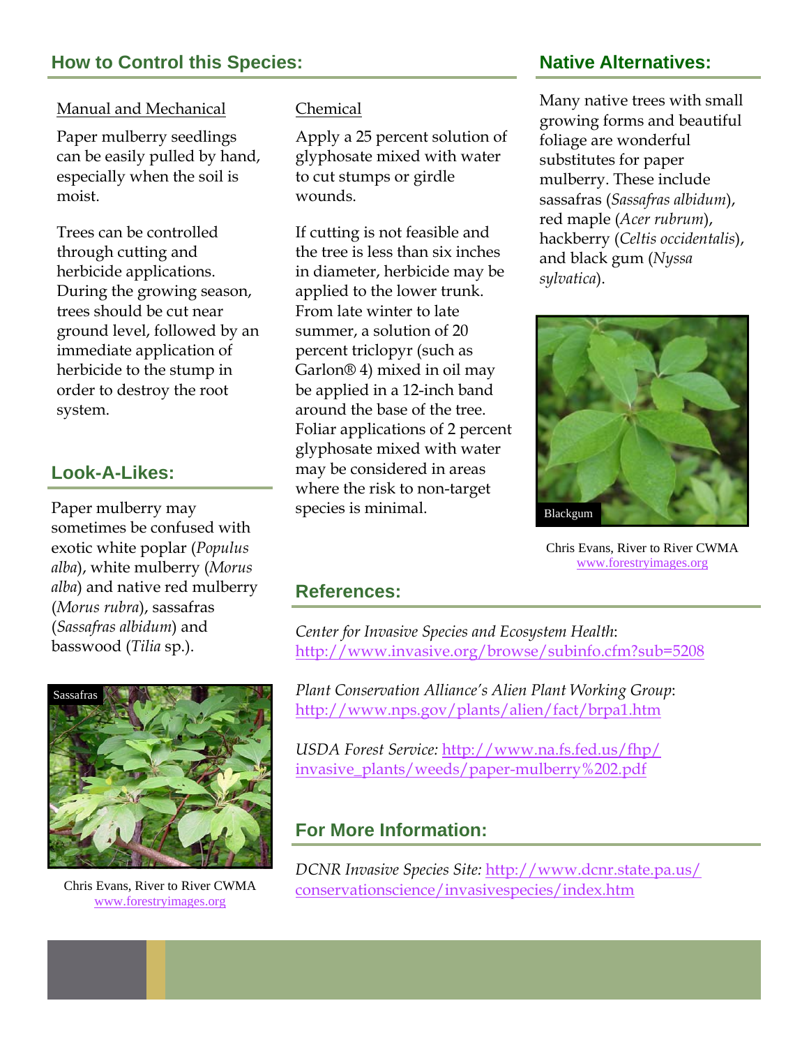## How to Control this Species:

Manual and Mechanical

Paper mulberry seedlings can be easily pulled by hand, especially when the soil is moist.

Trees can be controlled through cutting and herbicide applications. During the growing season, trees should be cut near ground level, followed by an immediate application of herbicide to the stump in order to destroy the root system.

Chemical

Apply a 25 percent solution of glyphosate mixed with water to cut stumps or girdle wounds.

If cutting is not feasible and the tree is less than six inches in diameter, herbicide may be applied to the lower trunk. From late winter to late summer, a solution of 20 percent triclopyr (such as Garlon® 4) mixed in oil may be applied in a 12-inch band around the base of the tree. Foliar applications of 2 percent glyphosate mixed with water may be considered in areas where the risk to non-target species is minimal.

## Look-A-Likes:

Paper mulberry may sometimes be confused with exotic white poplar (*Populus alba*), white mulberry (*Morus alba*) and native red mulberry (*Morus rubra*), sassafras (*Sassafras albidum*) and basswood (*Tilia* sp.).

Sassafras

Chris Evans, River to River CWMA
www.forestryimages.org

## Native Alternatives:

Many native trees with small growing forms and beautiful foliage are wonderful substitutes for paper mulberry. These include sassafras (*Sassafras albidum*), red maple (*Acer rubrum*), hackberry (*Celtis occidentalis*), and black gum (*Nyssa sylvatica*).

Blackgum

Chris Evans, River to River CWMA
www.forestryimages.org

## References:

*Center for Invasive Species and Ecosystem Health*: http://www.invasive.org/browse/subinfo.cfm?sub=5208

*Plant Conservation Alliance's Alien Plant Working Group*: http://www.nps.gov/plants/alien/fact/brpa1.htm

*USDA Forest Service:* http://www.na.fs.fed.us/fhp/invasive_plants/weeds/paper-mulberry%202.pdf

## For More Information:

*DCNR Invasive Species Site:* http://www.dcnr.state.pa.us/conservationscience/invasivespecies/index.htm